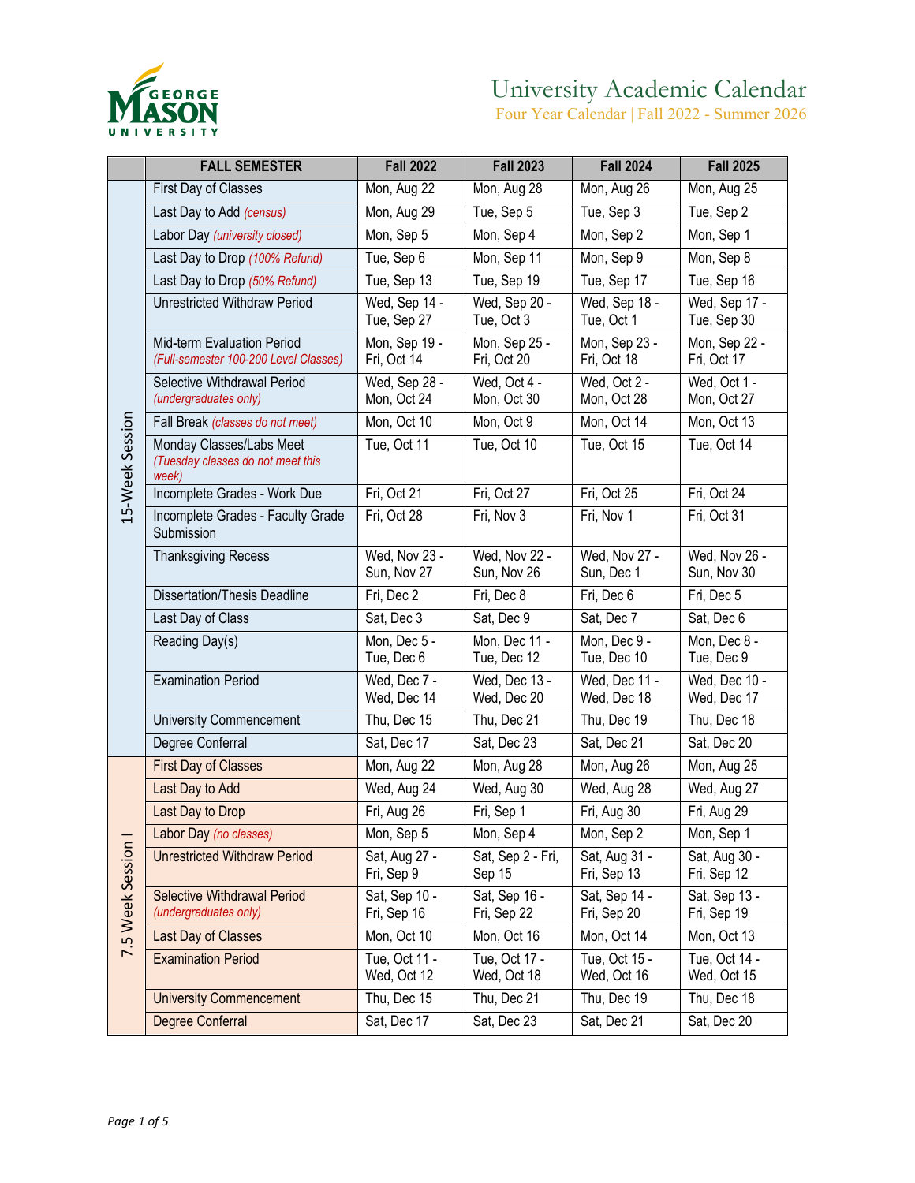# University Academic Calendar

Four Year Calendar | Fall 2022 - Summer 2026

| | FALL SEMESTER | Fall 2022 | Fall 2023 | Fall 2024 | Fall 2025 |
|---|---|---|---|---|---|
| 15-Week Session | First Day of Classes | Mon, Aug 22 | Mon, Aug 28 | Mon, Aug 26 | Mon, Aug 25 |
| | Last Day to Add *(census)* | Mon, Aug 29 | Tue, Sep 5 | Tue, Sep 3 | Tue, Sep 2 |
| | Labor Day *(university closed)* | Mon, Sep 5 | Mon, Sep 4 | Mon, Sep 2 | Mon, Sep 1 |
| | Last Day to Drop *(100% Refund)* | Tue, Sep 6 | Mon, Sep 11 | Mon, Sep 9 | Mon, Sep 8 |
| | Last Day to Drop *(50% Refund)* | Tue, Sep 13 | Tue, Sep 19 | Tue, Sep 17 | Tue, Sep 16 |
| | Unrestricted Withdraw Period | Wed, Sep 14 - Tue, Sep 27 | Wed, Sep 20 - Tue, Oct 3 | Wed, Sep 18 - Tue, Oct 1 | Wed, Sep 17 - Tue, Sep 30 |
| | Mid-term Evaluation Period *(Full-semester 100-200 Level Classes)* | Mon, Sep 19 - Fri, Oct 14 | Mon, Sep 25 - Fri, Oct 20 | Mon, Sep 23 - Fri, Oct 18 | Mon, Sep 22 - Fri, Oct 17 |
| | Selective Withdrawal Period *(undergraduates only)* | Wed, Sep 28 - Mon, Oct 24 | Wed, Oct 4 - Mon, Oct 30 | Wed, Oct 2 - Mon, Oct 28 | Wed, Oct 1 - Mon, Oct 27 |
| | Fall Break *(classes do not meet)* | Mon, Oct 10 | Mon, Oct 9 | Mon, Oct 14 | Mon, Oct 13 |
| | Monday Classes/Labs Meet *(Tuesday classes do not meet this week)* | Tue, Oct 11 | Tue, Oct 10 | Tue, Oct 15 | Tue, Oct 14 |
| | Incomplete Grades - Work Due | Fri, Oct 21 | Fri, Oct 27 | Fri, Oct 25 | Fri, Oct 24 |
| | Incomplete Grades - Faculty Grade Submission | Fri, Oct 28 | Fri, Nov 3 | Fri, Nov 1 | Fri, Oct 31 |
| | Thanksgiving Recess | Wed, Nov 23 - Sun, Nov 27 | Wed, Nov 22 - Sun, Nov 26 | Wed, Nov 27 - Sun, Dec 1 | Wed, Nov 26 - Sun, Nov 30 |
| | Dissertation/Thesis Deadline | Fri, Dec 2 | Fri, Dec 8 | Fri, Dec 6 | Fri, Dec 5 |
| | Last Day of Class | Sat, Dec 3 | Sat, Dec 9 | Sat, Dec 7 | Sat, Dec 6 |
| | Reading Day(s) | Mon, Dec 5 - Tue, Dec 6 | Mon, Dec 11 - Tue, Dec 12 | Mon, Dec 9 - Tue, Dec 10 | Mon, Dec 8 - Tue, Dec 9 |
| | Examination Period | Wed, Dec 7 - Wed, Dec 14 | Wed, Dec 13 - Wed, Dec 20 | Wed, Dec 11 - Wed, Dec 18 | Wed, Dec 10 - Wed, Dec 17 |
| | University Commencement | Thu, Dec 15 | Thu, Dec 21 | Thu, Dec 19 | Thu, Dec 18 |
| | Degree Conferral | Sat, Dec 17 | Sat, Dec 23 | Sat, Dec 21 | Sat, Dec 20 |
| 7.5 Week Session I | First Day of Classes | Mon, Aug 22 | Mon, Aug 28 | Mon, Aug 26 | Mon, Aug 25 |
| | Last Day to Add | Wed, Aug 24 | Wed, Aug 30 | Wed, Aug 28 | Wed, Aug 27 |
| | Last Day to Drop | Fri, Aug 26 | Fri, Sep 1 | Fri, Aug 30 | Fri, Aug 29 |
| | Labor Day *(no classes)* | Mon, Sep 5 | Mon, Sep 4 | Mon, Sep 2 | Mon, Sep 1 |
| | Unrestricted Withdraw Period | Sat, Aug 27 - Fri, Sep 9 | Sat, Sep 2 - Fri, Sep 15 | Sat, Aug 31 - Fri, Sep 13 | Sat, Aug 30 - Fri, Sep 12 |
| | Selective Withdrawal Period *(undergraduates only)* | Sat, Sep 10 - Fri, Sep 16 | Sat, Sep 16 - Fri, Sep 22 | Sat, Sep 14 - Fri, Sep 20 | Sat, Sep 13 - Fri, Sep 19 |
| | Last Day of Classes | Mon, Oct 10 | Mon, Oct 16 | Mon, Oct 14 | Mon, Oct 13 |
| | Examination Period | Tue, Oct 11 - Wed, Oct 12 | Tue, Oct 17 - Wed, Oct 18 | Tue, Oct 15 - Wed, Oct 16 | Tue, Oct 14 - Wed, Oct 15 |
| | University Commencement | Thu, Dec 15 | Thu, Dec 21 | Thu, Dec 19 | Thu, Dec 18 |
| | Degree Conferral | Sat, Dec 17 | Sat, Dec 23 | Sat, Dec 21 | Sat, Dec 20 |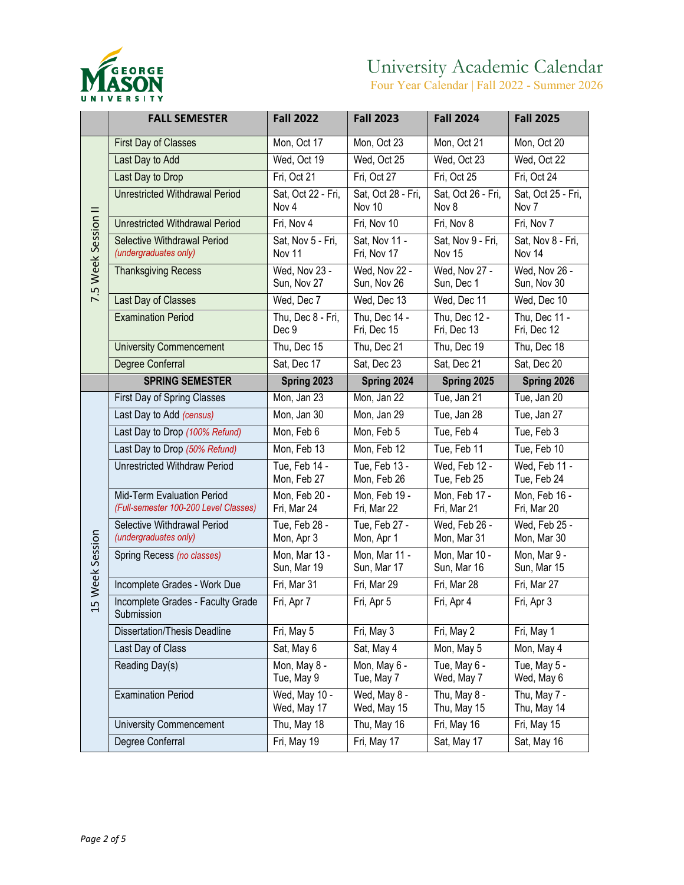# University Academic Calendar

Four Year Calendar | Fall 2022 - Summer 2026

| | FALL SEMESTER | Fall 2022 | Fall 2023 | Fall 2024 | Fall 2025 |
|---|---|---|---|---|---|
| 7.5 Week Session II | First Day of Classes | Mon, Oct 17 | Mon, Oct 23 | Mon, Oct 21 | Mon, Oct 20 |
| | Last Day to Add | Wed, Oct 19 | Wed, Oct 25 | Wed, Oct 23 | Wed, Oct 22 |
| | Last Day to Drop | Fri, Oct 21 | Fri, Oct 27 | Fri, Oct 25 | Fri, Oct 24 |
| | Unrestricted Withdrawal Period | Sat, Oct 22 - Fri, Nov 4 | Sat, Oct 28 - Fri, Nov 10 | Sat, Oct 26 - Fri, Nov 8 | Sat, Oct 25 - Fri, Nov 7 |
| | Unrestricted Withdrawal Period | Fri, Nov 4 | Fri, Nov 10 | Fri, Nov 8 | Fri, Nov 7 |
| | Selective Withdrawal Period *(undergraduates only)* | Sat, Nov 5 - Fri, Nov 11 | Sat, Nov 11 - Fri, Nov 17 | Sat, Nov 9 - Fri, Nov 15 | Sat, Nov 8 - Fri, Nov 14 |
| | Thanksgiving Recess | Wed, Nov 23 - Sun, Nov 27 | Wed, Nov 22 - Sun, Nov 26 | Wed, Nov 27 - Sun, Dec 1 | Wed, Nov 26 - Sun, Nov 30 |
| | Last Day of Classes | Wed, Dec 7 | Wed, Dec 13 | Wed, Dec 11 | Wed, Dec 10 |
| | Examination Period | Thu, Dec 8 - Fri, Dec 9 | Thu, Dec 14 - Fri, Dec 15 | Thu, Dec 12 - Fri, Dec 13 | Thu, Dec 11 - Fri, Dec 12 |
| | University Commencement | Thu, Dec 15 | Thu, Dec 21 | Thu, Dec 19 | Thu, Dec 18 |
| | Degree Conferral | Sat, Dec 17 | Sat, Dec 23 | Sat, Dec 21 | Sat, Dec 20 |
| | **SPRING SEMESTER** | **Spring 2023** | **Spring 2024** | **Spring 2025** | **Spring 2026** |
| 15 Week Session | First Day of Spring Classes | Mon, Jan 23 | Mon, Jan 22 | Tue, Jan 21 | Tue, Jan 20 |
| | Last Day to Add *(census)* | Mon, Jan 30 | Mon, Jan 29 | Tue, Jan 28 | Tue, Jan 27 |
| | Last Day to Drop *(100% Refund)* | Mon, Feb 6 | Mon, Feb 5 | Tue, Feb 4 | Tue, Feb 3 |
| | Last Day to Drop *(50% Refund)* | Mon, Feb 13 | Mon, Feb 12 | Tue, Feb 11 | Tue, Feb 10 |
| | Unrestricted Withdraw Period | Tue, Feb 14 - Mon, Feb 27 | Tue, Feb 13 - Mon, Feb 26 | Wed, Feb 12 - Tue, Feb 25 | Wed, Feb 11 - Tue, Feb 24 |
| | Mid-Term Evaluation Period *(Full-semester 100-200 Level Classes)* | Mon, Feb 20 - Fri, Mar 24 | Mon, Feb 19 - Fri, Mar 22 | Mon, Feb 17 - Fri, Mar 21 | Mon, Feb 16 - Fri, Mar 20 |
| | Selective Withdrawal Period *(undergraduates only)* | Tue, Feb 28 - Mon, Apr 3 | Tue, Feb 27 - Mon, Apr 1 | Wed, Feb 26 - Mon, Mar 31 | Wed, Feb 25 - Mon, Mar 30 |
| | Spring Recess *(no classes)* | Mon, Mar 13 - Sun, Mar 19 | Mon, Mar 11 - Sun, Mar 17 | Mon, Mar 10 - Sun, Mar 16 | Mon, Mar 9 - Sun, Mar 15 |
| | Incomplete Grades - Work Due | Fri, Mar 31 | Fri, Mar 29 | Fri, Mar 28 | Fri, Mar 27 |
| | Incomplete Grades - Faculty Grade Submission | Fri, Apr 7 | Fri, Apr 5 | Fri, Apr 4 | Fri, Apr 3 |
| | Dissertation/Thesis Deadline | Fri, May 5 | Fri, May 3 | Fri, May 2 | Fri, May 1 |
| | Last Day of Class | Sat, May 6 | Sat, May 4 | Mon, May 5 | Mon, May 4 |
| | Reading Day(s) | Mon, May 8 - Tue, May 9 | Mon, May 6 - Tue, May 7 | Tue, May 6 - Wed, May 7 | Tue, May 5 - Wed, May 6 |
| | Examination Period | Wed, May 10 - Wed, May 17 | Wed, May 8 - Wed, May 15 | Thu, May 8 - Thu, May 15 | Thu, May 7 - Thu, May 14 |
| | University Commencement | Thu, May 18 | Thu, May 16 | Fri, May 16 | Fri, May 15 |
| | Degree Conferral | Fri, May 19 | Fri, May 17 | Sat, May 17 | Sat, May 16 |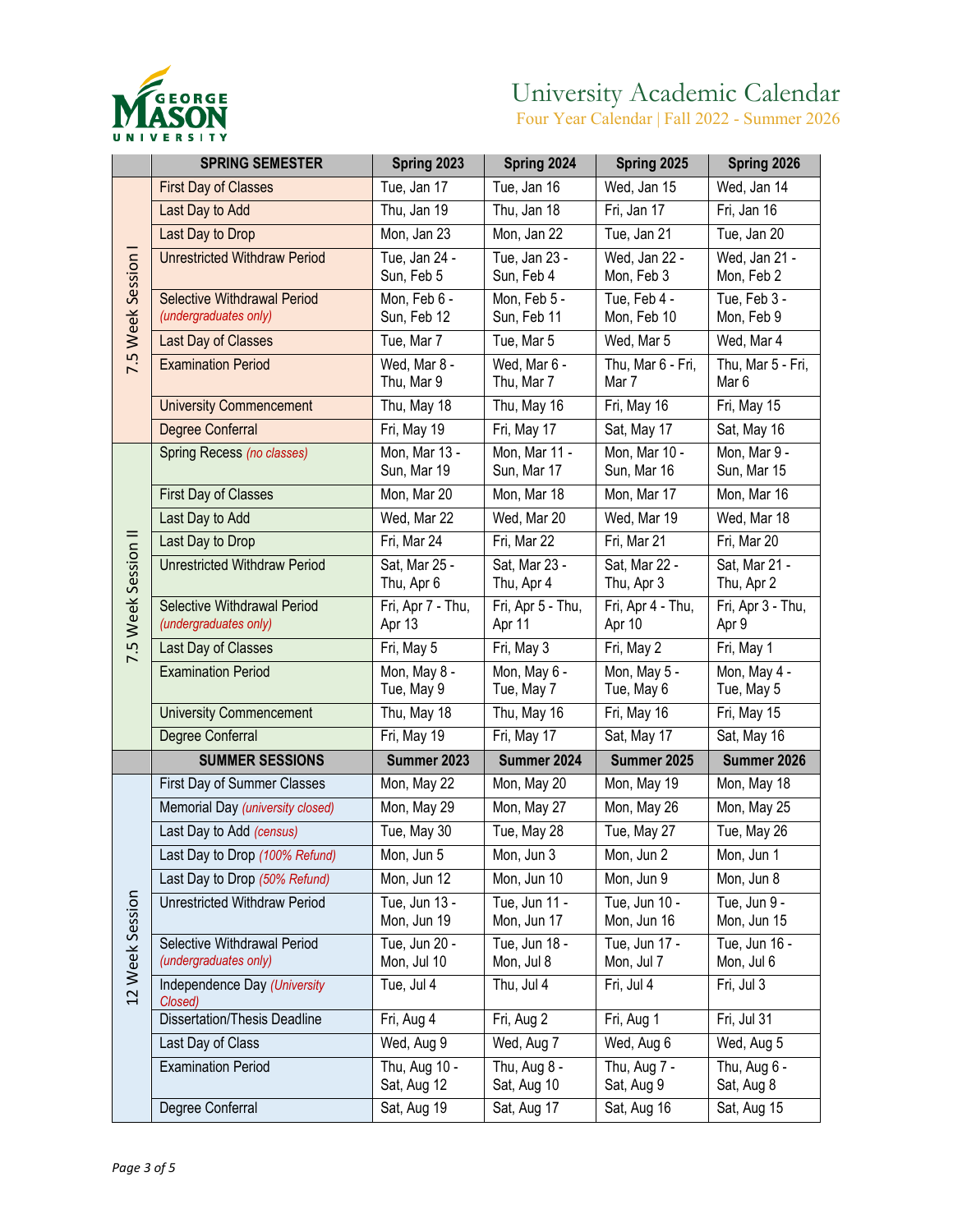# University Academic Calendar

Four Year Calendar | Fall 2022 - Summer 2026

| | SPRING SEMESTER | Spring 2023 | Spring 2024 | Spring 2025 | Spring 2026 |
|---|---|---|---|---|---|
| 7.5 Week Session I | First Day of Classes | Tue, Jan 17 | Tue, Jan 16 | Wed, Jan 15 | Wed, Jan 14 |
| | Last Day to Add | Thu, Jan 19 | Thu, Jan 18 | Fri, Jan 17 | Fri, Jan 16 |
| | Last Day to Drop | Mon, Jan 23 | Mon, Jan 22 | Tue, Jan 21 | Tue, Jan 20 |
| | Unrestricted Withdraw Period | Tue, Jan 24 - Sun, Feb 5 | Tue, Jan 23 - Sun, Feb 4 | Wed, Jan 22 - Mon, Feb 3 | Wed, Jan 21 - Mon, Feb 2 |
| | Selective Withdrawal Period *(undergraduates only)* | Mon, Feb 6 - Sun, Feb 12 | Mon, Feb 5 - Sun, Feb 11 | Tue, Feb 4 - Mon, Feb 10 | Tue, Feb 3 - Mon, Feb 9 |
| | Last Day of Classes | Tue, Mar 7 | Tue, Mar 5 | Wed, Mar 5 | Wed, Mar 4 |
| | Examination Period | Wed, Mar 8 - Thu, Mar 9 | Wed, Mar 6 - Thu, Mar 7 | Thu, Mar 6 - Fri, Mar 7 | Thu, Mar 5 - Fri, Mar 6 |
| | University Commencement | Thu, May 18 | Thu, May 16 | Fri, May 16 | Fri, May 15 |
| | Degree Conferral | Fri, May 19 | Fri, May 17 | Sat, May 17 | Sat, May 16 |
| 7.5 Week Session II | Spring Recess *(no classes)* | Mon, Mar 13 - Sun, Mar 19 | Mon, Mar 11 - Sun, Mar 17 | Mon, Mar 10 - Sun, Mar 16 | Mon, Mar 9 - Sun, Mar 15 |
| | First Day of Classes | Mon, Mar 20 | Mon, Mar 18 | Mon, Mar 17 | Mon, Mar 16 |
| | Last Day to Add | Wed, Mar 22 | Wed, Mar 20 | Wed, Mar 19 | Wed, Mar 18 |
| | Last Day to Drop | Fri, Mar 24 | Fri, Mar 22 | Fri, Mar 21 | Fri, Mar 20 |
| | Unrestricted Withdraw Period | Sat, Mar 25 - Thu, Apr 6 | Sat, Mar 23 - Thu, Apr 4 | Sat, Mar 22 - Thu, Apr 3 | Sat, Mar 21 - Thu, Apr 2 |
| | Selective Withdrawal Period *(undergraduates only)* | Fri, Apr 7 - Thu, Apr 13 | Fri, Apr 5 - Thu, Apr 11 | Fri, Apr 4 - Thu, Apr 10 | Fri, Apr 3 - Thu, Apr 9 |
| | Last Day of Classes | Fri, May 5 | Fri, May 3 | Fri, May 2 | Fri, May 1 |
| | Examination Period | Mon, May 8 - Tue, May 9 | Mon, May 6 - Tue, May 7 | Mon, May 5 - Tue, May 6 | Mon, May 4 - Tue, May 5 |
| | University Commencement | Thu, May 18 | Thu, May 16 | Fri, May 16 | Fri, May 15 |
| | Degree Conferral | Fri, May 19 | Fri, May 17 | Sat, May 17 | Sat, May 16 |
| | **SUMMER SESSIONS** | **Summer 2023** | **Summer 2024** | **Summer 2025** | **Summer 2026** |
| 12 Week Session | First Day of Summer Classes | Mon, May 22 | Mon, May 20 | Mon, May 19 | Mon, May 18 |
| | Memorial Day *(university closed)* | Mon, May 29 | Mon, May 27 | Mon, May 26 | Mon, May 25 |
| | Last Day to Add *(census)* | Tue, May 30 | Tue, May 28 | Tue, May 27 | Tue, May 26 |
| | Last Day to Drop *(100% Refund)* | Mon, Jun 5 | Mon, Jun 3 | Mon, Jun 2 | Mon, Jun 1 |
| | Last Day to Drop *(50% Refund)* | Mon, Jun 12 | Mon, Jun 10 | Mon, Jun 9 | Mon, Jun 8 |
| | Unrestricted Withdraw Period | Tue, Jun 13 - Mon, Jun 19 | Tue, Jun 11 - Mon, Jun 17 | Tue, Jun 10 - Mon, Jun 16 | Tue, Jun 9 - Mon, Jun 15 |
| | Selective Withdrawal Period *(undergraduates only)* | Tue, Jun 20 - Mon, Jul 10 | Tue, Jun 18 - Mon, Jul 8 | Tue, Jun 17 - Mon, Jul 7 | Tue, Jun 16 - Mon, Jul 6 |
| | Independence Day *(University Closed)* | Tue, Jul 4 | Thu, Jul 4 | Fri, Jul 4 | Fri, Jul 3 |
| | Dissertation/Thesis Deadline | Fri, Aug 4 | Fri, Aug 2 | Fri, Aug 1 | Fri, Jul 31 |
| | Last Day of Class | Wed, Aug 9 | Wed, Aug 7 | Wed, Aug 6 | Wed, Aug 5 |
| | Examination Period | Thu, Aug 10 - Sat, Aug 12 | Thu, Aug 8 - Sat, Aug 10 | Thu, Aug 7 - Sat, Aug 9 | Thu, Aug 6 - Sat, Aug 8 |
| | Degree Conferral | Sat, Aug 19 | Sat, Aug 17 | Sat, Aug 16 | Sat, Aug 15 |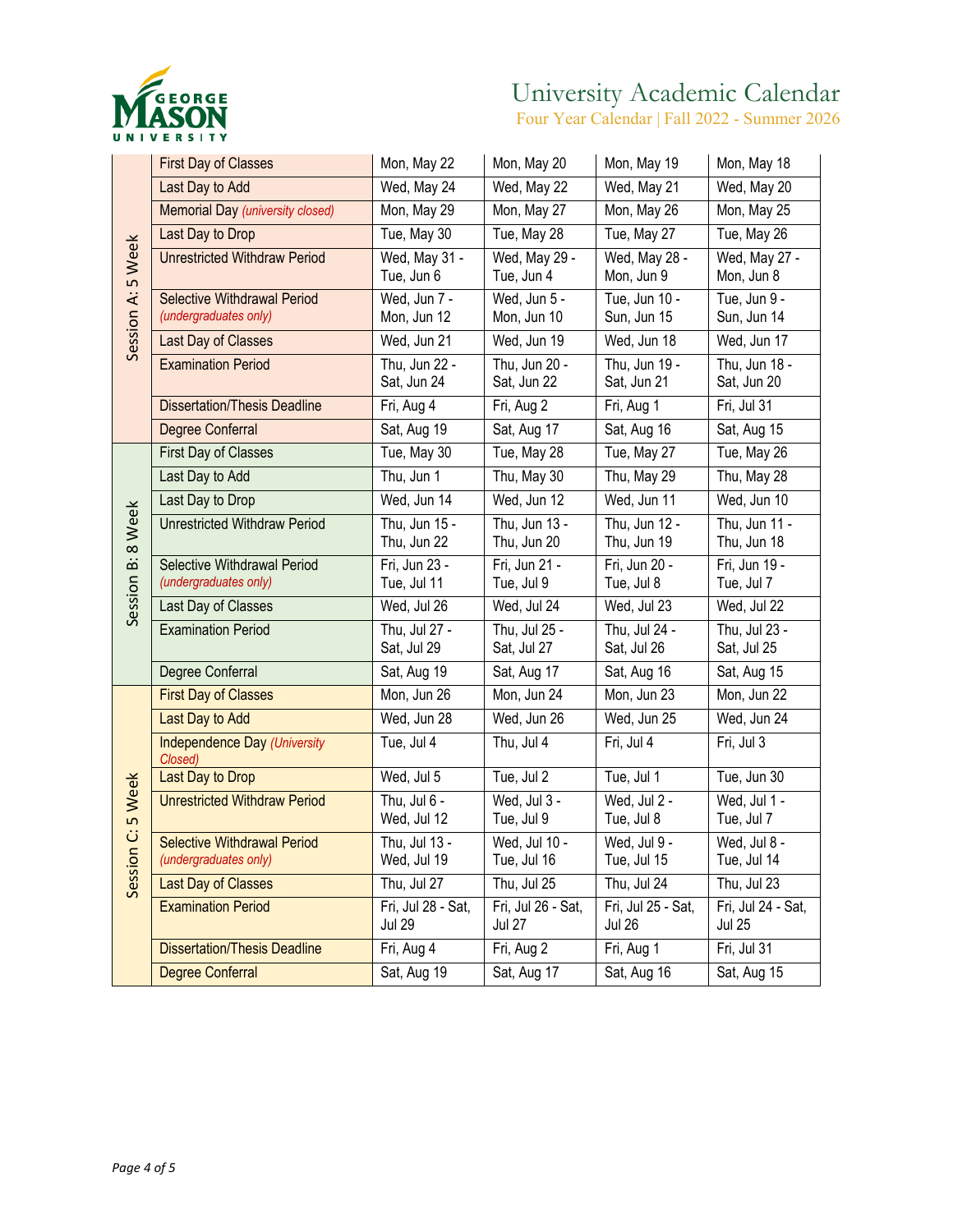# University Academic Calendar
Four Year Calendar | Fall 2022 - Summer 2026

| Session | Event | | | | |
|---|---|---|---|---|---|
| Session A: 5 Week | First Day of Classes | Mon, May 22 | Mon, May 20 | Mon, May 19 | Mon, May 18 |
| | Last Day to Add | Wed, May 24 | Wed, May 22 | Wed, May 21 | Wed, May 20 |
| | Memorial Day *(university closed)* | Mon, May 29 | Mon, May 27 | Mon, May 26 | Mon, May 25 |
| | Last Day to Drop | Tue, May 30 | Tue, May 28 | Tue, May 27 | Tue, May 26 |
| | Unrestricted Withdraw Period | Wed, May 31 - Tue, Jun 6 | Wed, May 29 - Tue, Jun 4 | Wed, May 28 - Mon, Jun 9 | Wed, May 27 - Mon, Jun 8 |
| | Selective Withdrawal Period *(undergraduates only)* | Wed, Jun 7 - Mon, Jun 12 | Wed, Jun 5 - Mon, Jun 10 | Tue, Jun 10 - Sun, Jun 15 | Tue, Jun 9 - Sun, Jun 14 |
| | Last Day of Classes | Wed, Jun 21 | Wed, Jun 19 | Wed, Jun 18 | Wed, Jun 17 |
| | Examination Period | Thu, Jun 22 - Sat, Jun 24 | Thu, Jun 20 - Sat, Jun 22 | Thu, Jun 19 - Sat, Jun 21 | Thu, Jun 18 - Sat, Jun 20 |
| | Dissertation/Thesis Deadline | Fri, Aug 4 | Fri, Aug 2 | Fri, Aug 1 | Fri, Jul 31 |
| | Degree Conferral | Sat, Aug 19 | Sat, Aug 17 | Sat, Aug 16 | Sat, Aug 15 |
| Session B: 8 Week | First Day of Classes | Tue, May 30 | Tue, May 28 | Tue, May 27 | Tue, May 26 |
| | Last Day to Add | Thu, Jun 1 | Thu, May 30 | Thu, May 29 | Thu, May 28 |
| | Last Day to Drop | Wed, Jun 14 | Wed, Jun 12 | Wed, Jun 11 | Wed, Jun 10 |
| | Unrestricted Withdraw Period | Thu, Jun 15 - Thu, Jun 22 | Thu, Jun 13 - Thu, Jun 20 | Thu, Jun 12 - Thu, Jun 19 | Thu, Jun 11 - Thu, Jun 18 |
| | Selective Withdrawal Period *(undergraduates only)* | Fri, Jun 23 - Tue, Jul 11 | Fri, Jun 21 - Tue, Jul 9 | Fri, Jun 20 - Tue, Jul 8 | Fri, Jun 19 - Tue, Jul 7 |
| | Last Day of Classes | Wed, Jul 26 | Wed, Jul 24 | Wed, Jul 23 | Wed, Jul 22 |
| | Examination Period | Thu, Jul 27 - Sat, Jul 29 | Thu, Jul 25 - Sat, Jul 27 | Thu, Jul 24 - Sat, Jul 26 | Thu, Jul 23 - Sat, Jul 25 |
| | Degree Conferral | Sat, Aug 19 | Sat, Aug 17 | Sat, Aug 16 | Sat, Aug 15 |
| Session C: 5 Week | First Day of Classes | Mon, Jun 26 | Mon, Jun 24 | Mon, Jun 23 | Mon, Jun 22 |
| | Last Day to Add | Wed, Jun 28 | Wed, Jun 26 | Wed, Jun 25 | Wed, Jun 24 |
| | Independence Day *(University Closed)* | Tue, Jul 4 | Thu, Jul 4 | Fri, Jul 4 | Fri, Jul 3 |
| | Last Day to Drop | Wed, Jul 5 | Tue, Jul 2 | Tue, Jul 1 | Tue, Jun 30 |
| | Unrestricted Withdraw Period | Thu, Jul 6 - Wed, Jul 12 | Wed, Jul 3 - Tue, Jul 9 | Wed, Jul 2 - Tue, Jul 8 | Wed, Jul 1 - Tue, Jul 7 |
| | Selective Withdrawal Period *(undergraduates only)* | Thu, Jul 13 - Wed, Jul 19 | Wed, Jul 10 - Tue, Jul 16 | Wed, Jul 9 - Tue, Jul 15 | Wed, Jul 8 - Tue, Jul 14 |
| | Last Day of Classes | Thu, Jul 27 | Thu, Jul 25 | Thu, Jul 24 | Thu, Jul 23 |
| | Examination Period | Fri, Jul 28 - Sat, Jul 29 | Fri, Jul 26 - Sat, Jul 27 | Fri, Jul 25 - Sat, Jul 26 | Fri, Jul 24 - Sat, Jul 25 |
| | Dissertation/Thesis Deadline | Fri, Aug 4 | Fri, Aug 2 | Fri, Aug 1 | Fri, Jul 31 |
| | Degree Conferral | Sat, Aug 19 | Sat, Aug 17 | Sat, Aug 16 | Sat, Aug 15 |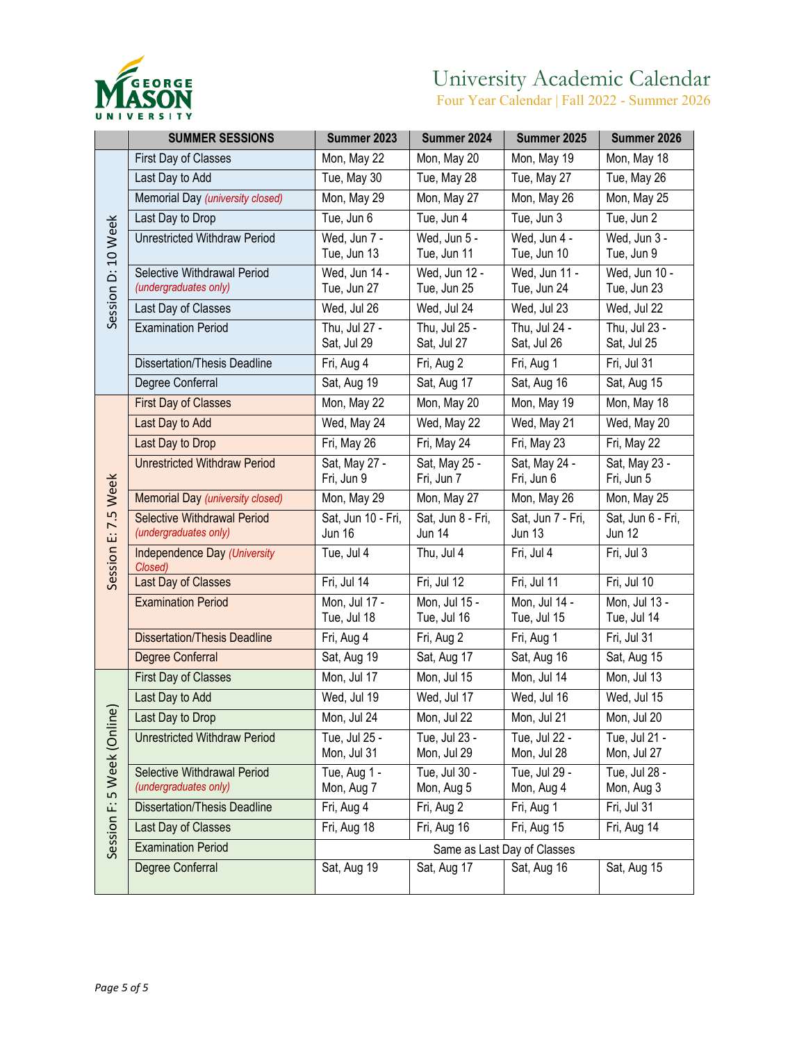# University Academic Calendar

Four Year Calendar | Fall 2022 - Summer 2026

| | SUMMER SESSIONS | Summer 2023 | Summer 2024 | Summer 2025 | Summer 2026 |
|---|---|---|---|---|---|
| Session D: 10 Week | First Day of Classes | Mon, May 22 | Mon, May 20 | Mon, May 19 | Mon, May 18 |
| | Last Day to Add | Tue, May 30 | Tue, May 28 | Tue, May 27 | Tue, May 26 |
| | Memorial Day *(university closed)* | Mon, May 29 | Mon, May 27 | Mon, May 26 | Mon, May 25 |
| | Last Day to Drop | Tue, Jun 6 | Tue, Jun 4 | Tue, Jun 3 | Tue, Jun 2 |
| | Unrestricted Withdraw Period | Wed, Jun 7 - Tue, Jun 13 | Wed, Jun 5 - Tue, Jun 11 | Wed, Jun 4 - Tue, Jun 10 | Wed, Jun 3 - Tue, Jun 9 |
| | Selective Withdrawal Period *(undergraduates only)* | Wed, Jun 14 - Tue, Jun 27 | Wed, Jun 12 - Tue, Jun 25 | Wed, Jun 11 - Tue, Jun 24 | Wed, Jun 10 - Tue, Jun 23 |
| | Last Day of Classes | Wed, Jul 26 | Wed, Jul 24 | Wed, Jul 23 | Wed, Jul 22 |
| | Examination Period | Thu, Jul 27 - Sat, Jul 29 | Thu, Jul 25 - Sat, Jul 27 | Thu, Jul 24 - Sat, Jul 26 | Thu, Jul 23 - Sat, Jul 25 |
| | Dissertation/Thesis Deadline | Fri, Aug 4 | Fri, Aug 2 | Fri, Aug 1 | Fri, Jul 31 |
| | Degree Conferral | Sat, Aug 19 | Sat, Aug 17 | Sat, Aug 16 | Sat, Aug 15 |
| Session E: 7.5 Week | First Day of Classes | Mon, May 22 | Mon, May 20 | Mon, May 19 | Mon, May 18 |
| | Last Day to Add | Wed, May 24 | Wed, May 22 | Wed, May 21 | Wed, May 20 |
| | Last Day to Drop | Fri, May 26 | Fri, May 24 | Fri, May 23 | Fri, May 22 |
| | Unrestricted Withdraw Period | Sat, May 27 - Fri, Jun 9 | Sat, May 25 - Fri, Jun 7 | Sat, May 24 - Fri, Jun 6 | Sat, May 23 - Fri, Jun 5 |
| | Memorial Day *(university closed)* | Mon, May 29 | Mon, May 27 | Mon, May 26 | Mon, May 25 |
| | Selective Withdrawal Period *(undergraduates only)* | Sat, Jun 10 - Fri, Jun 16 | Sat, Jun 8 - Fri, Jun 14 | Sat, Jun 7 - Fri, Jun 13 | Sat, Jun 6 - Fri, Jun 12 |
| | Independence Day *(University Closed)* | Tue, Jul 4 | Thu, Jul 4 | Fri, Jul 4 | Fri, Jul 3 |
| | Last Day of Classes | Fri, Jul 14 | Fri, Jul 12 | Fri, Jul 11 | Fri, Jul 10 |
| | Examination Period | Mon, Jul 17 - Tue, Jul 18 | Mon, Jul 15 - Tue, Jul 16 | Mon, Jul 14 - Tue, Jul 15 | Mon, Jul 13 - Tue, Jul 14 |
| | Dissertation/Thesis Deadline | Fri, Aug 4 | Fri, Aug 2 | Fri, Aug 1 | Fri, Jul 31 |
| | Degree Conferral | Sat, Aug 19 | Sat, Aug 17 | Sat, Aug 16 | Sat, Aug 15 |
| Session F: 5 Week (Online) | First Day of Classes | Mon, Jul 17 | Mon, Jul 15 | Mon, Jul 14 | Mon, Jul 13 |
| | Last Day to Add | Wed, Jul 19 | Wed, Jul 17 | Wed, Jul 16 | Wed, Jul 15 |
| | Last Day to Drop | Mon, Jul 24 | Mon, Jul 22 | Mon, Jul 21 | Mon, Jul 20 |
| | Unrestricted Withdraw Period | Tue, Jul 25 - Mon, Jul 31 | Tue, Jul 23 - Mon, Jul 29 | Tue, Jul 22 - Mon, Jul 28 | Tue, Jul 21 - Mon, Jul 27 |
| | Selective Withdrawal Period *(undergraduates only)* | Tue, Aug 1 - Mon, Aug 7 | Tue, Jul 30 - Mon, Aug 5 | Tue, Jul 29 - Mon, Aug 4 | Tue, Jul 28 - Mon, Aug 3 |
| | Dissertation/Thesis Deadline | Fri, Aug 4 | Fri, Aug 2 | Fri, Aug 1 | Fri, Jul 31 |
| | Last Day of Classes | Fri, Aug 18 | Fri, Aug 16 | Fri, Aug 15 | Fri, Aug 14 |
| | Examination Period | Same as Last Day of Classes | | | |
| | Degree Conferral | Sat, Aug 19 | Sat, Aug 17 | Sat, Aug 16 | Sat, Aug 15 |